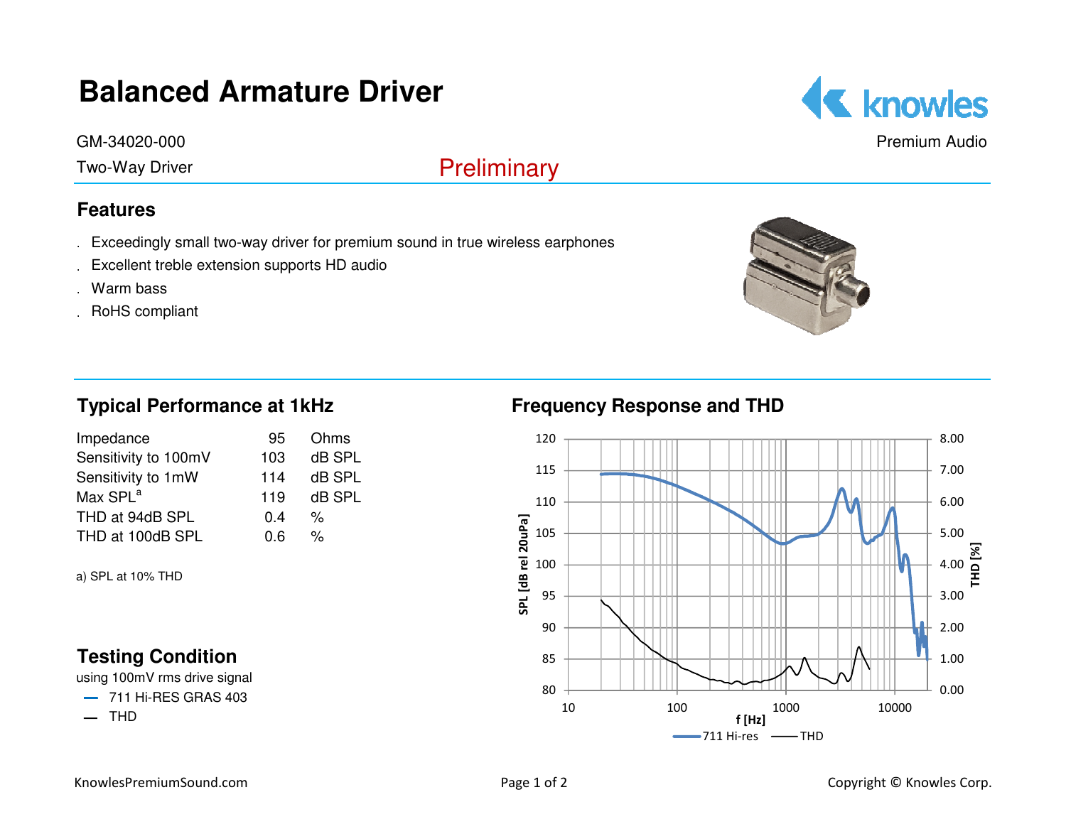# Balanced Armature Driver

GM-34020-000

Two-Way Driver

Preliminary

Premium Audio

## Features

- Exceedingly small two-way driver for premium sound in true wireless earphones
- Excellent treble extension supports HD audio
- Warm bass
- RoHS compliant

## Typical Performance at 1kHz

| | | |
|---|---|---|
| Impedance | 95 | Ohms |
| Sensitivity to 100mV | 103 | dB SPL |
| Sensitivity to 1mW | 114 | dB SPL |
| Max SPL[a] | 119 | dB SPL |
| THD at 94dB SPL | 0.4 | % |
| THD at 100dB SPL | 0.6 | % |

a) SPL at 10% THD

## Frequency Response and THD

## Testing Condition

using 100mV rms drive signal

- 711 Hi-RES GRAS 403
- THD

KnowlesPremiumSound.com

Copyright © Knowles Corp.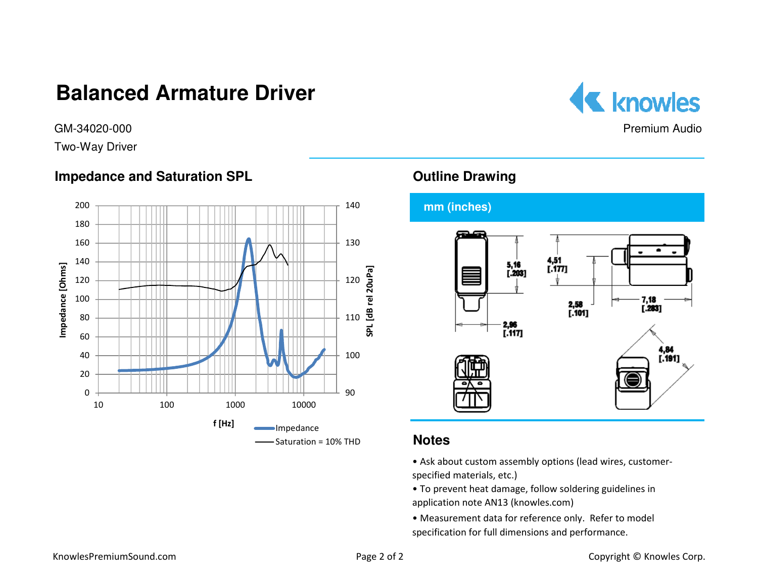# Balanced Armature Driver

GM-34020-000

Two-Way Driver

Premium Audio

## Impedance and Saturation SPL

200
180
160
140
120
100
80
60
40
20
0

Impedance [Ohms]

140
130
120
110
100
90

SPL [dB rel 20uPa]

10
100
1000
10000

f [Hz]

Impedance

Saturation = 10% THD

## Outline Drawing

**mm (inches)**

5,16
[.203]

2,96
[.117]

4,51
[.177]

2,58
[.101]

7,18
[.283]

4,84
[.191]

## Notes

- Ask about custom assembly options (lead wires, customer-specified materials, etc.)
- To prevent heat damage, follow soldering guidelines in application note AN13 (knowles.com)
- Measurement data for reference only. Refer to model specification for full dimensions and performance.

KnowlesPremiumSound.com

Copyright © Knowles Corp.